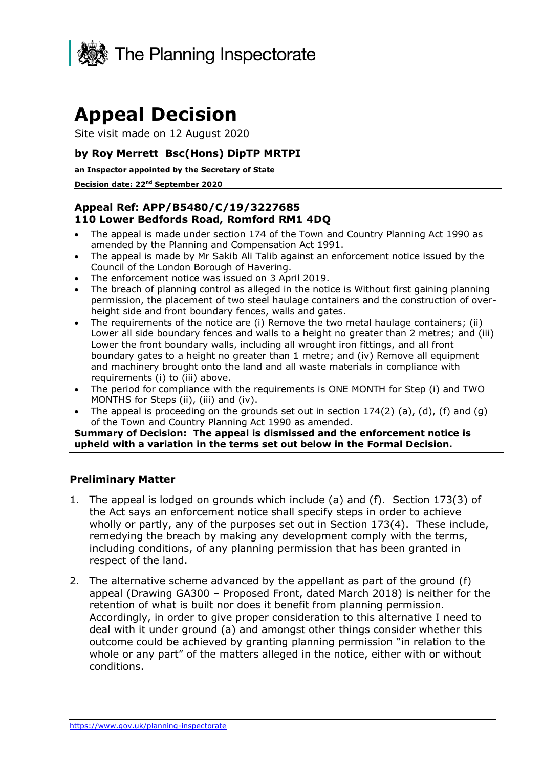The Planning Inspectorate

# Appeal Decision

Site visit made on 12 August 2020

### by Roy Merrett Bsc(Hons) DipTP MRTPI

**an Inspector appointed by the Secretary of State**

**Decision date: 22nd September 2020**

---

### Appeal Ref: APP/B5480/C/19/3227685
### 110 Lower Bedfords Road, Romford RM1 4DQ

- The appeal is made under section 174 of the Town and Country Planning Act 1990 as amended by the Planning and Compensation Act 1991.
- The appeal is made by Mr Sakib Ali Talib against an enforcement notice issued by the Council of the London Borough of Havering.
- The enforcement notice was issued on 3 April 2019.
- The breach of planning control as alleged in the notice is Without first gaining planning permission, the placement of two steel haulage containers and the construction of over-height side and front boundary fences, walls and gates.
- The requirements of the notice are (i) Remove the two metal haulage containers; (ii) Lower all side boundary fences and walls to a height no greater than 2 metres; and (iii) Lower the front boundary walls, including all wrought iron fittings, and all front boundary gates to a height no greater than 1 metre; and (iv) Remove all equipment and machinery brought onto the land and all waste materials in compliance with requirements (i) to (iii) above.
- The period for compliance with the requirements is ONE MONTH for Step (i) and TWO MONTHS for Steps (ii), (iii) and (iv).
- The appeal is proceeding on the grounds set out in section 174(2) (a), (d), (f) and (g) of the Town and Country Planning Act 1990 as amended.

**Summary of Decision: The appeal is dismissed and the enforcement notice is upheld with a variation in the terms set out below in the Formal Decision.**

---

## Preliminary Matter

1. The appeal is lodged on grounds which include (a) and (f). Section 173(3) of the Act says an enforcement notice shall specify steps in order to achieve wholly or partly, any of the purposes set out in Section 173(4). These include, remedying the breach by making any development comply with the terms, including conditions, of any planning permission that has been granted in respect of the land.

2. The alternative scheme advanced by the appellant as part of the ground (f) appeal (Drawing GA300 – Proposed Front, dated March 2018) is neither for the retention of what is built nor does it benefit from planning permission. Accordingly, in order to give proper consideration to this alternative I need to deal with it under ground (a) and amongst other things consider whether this outcome could be achieved by granting planning permission "in relation to the whole or any part" of the matters alleged in the notice, either with or without conditions.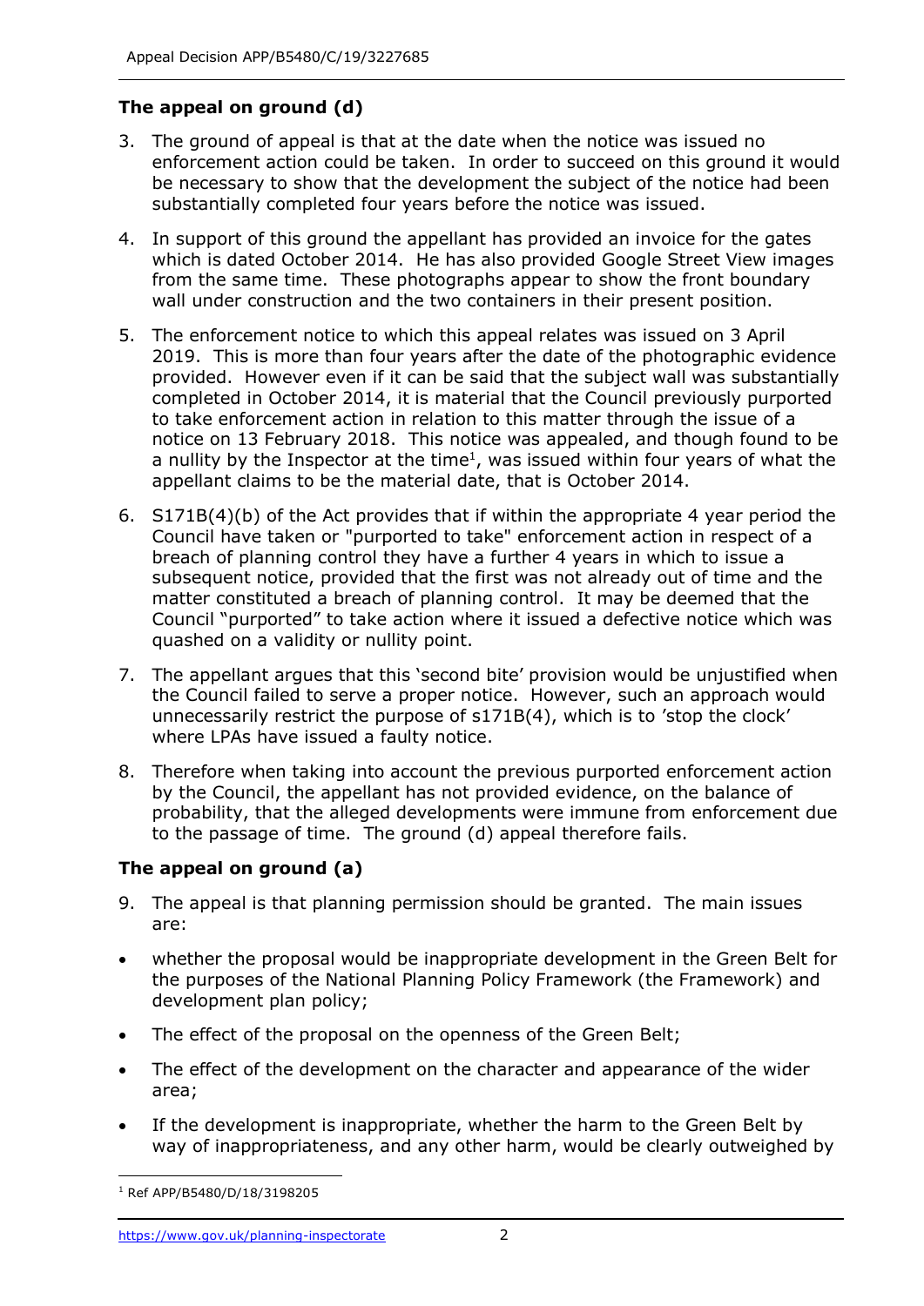## The appeal on ground (d)

3. The ground of appeal is that at the date when the notice was issued no enforcement action could be taken. In order to succeed on this ground it would be necessary to show that the development the subject of the notice had been substantially completed four years before the notice was issued.

4. In support of this ground the appellant has provided an invoice for the gates which is dated October 2014. He has also provided Google Street View images from the same time. These photographs appear to show the front boundary wall under construction and the two containers in their present position.

5. The enforcement notice to which this appeal relates was issued on 3 April 2019. This is more than four years after the date of the photographic evidence provided. However even if it can be said that the subject wall was substantially completed in October 2014, it is material that the Council previously purported to take enforcement action in relation to this matter through the issue of a notice on 13 February 2018. This notice was appealed, and though found to be a nullity by the Inspector at the time[1], was issued within four years of what the appellant claims to be the material date, that is October 2014.

6. S171B(4)(b) of the Act provides that if within the appropriate 4 year period the Council have taken or "purported to take" enforcement action in respect of a breach of planning control they have a further 4 years in which to issue a subsequent notice, provided that the first was not already out of time and the matter constituted a breach of planning control. It may be deemed that the Council "purported" to take action where it issued a defective notice which was quashed on a validity or nullity point.

7. The appellant argues that this 'second bite' provision would be unjustified when the Council failed to serve a proper notice. However, such an approach would unnecessarily restrict the purpose of s171B(4), which is to 'stop the clock' where LPAs have issued a faulty notice.

8. Therefore when taking into account the previous purported enforcement action by the Council, the appellant has not provided evidence, on the balance of probability, that the alleged developments were immune from enforcement due to the passage of time. The ground (d) appeal therefore fails.

## The appeal on ground (a)

9. The appeal is that planning permission should be granted. The main issues are:

- whether the proposal would be inappropriate development in the Green Belt for the purposes of the National Planning Policy Framework (the Framework) and development plan policy;
- The effect of the proposal on the openness of the Green Belt;
- The effect of the development on the character and appearance of the wider area;
- If the development is inappropriate, whether the harm to the Green Belt by way of inappropriateness, and any other harm, would be clearly outweighed by

[1] Ref APP/B5480/D/18/3198205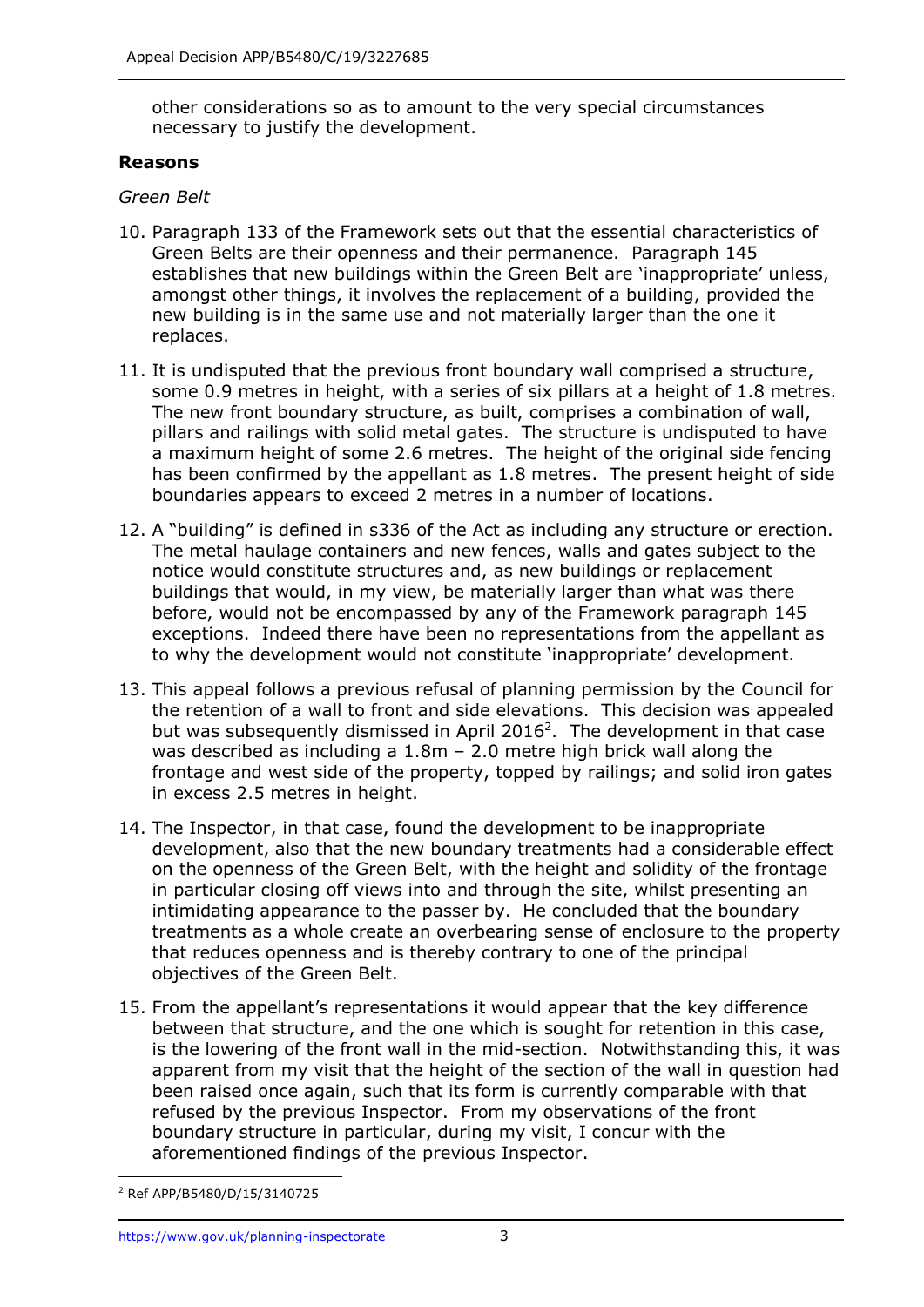other considerations so as to amount to the very special circumstances necessary to justify the development.

**Reasons**

*Green Belt*

10. Paragraph 133 of the Framework sets out that the essential characteristics of Green Belts are their openness and their permanence. Paragraph 145 establishes that new buildings within the Green Belt are 'inappropriate' unless, amongst other things, it involves the replacement of a building, provided the new building is in the same use and not materially larger than the one it replaces.

11. It is undisputed that the previous front boundary wall comprised a structure, some 0.9 metres in height, with a series of six pillars at a height of 1.8 metres. The new front boundary structure, as built, comprises a combination of wall, pillars and railings with solid metal gates. The structure is undisputed to have a maximum height of some 2.6 metres. The height of the original side fencing has been confirmed by the appellant as 1.8 metres. The present height of side boundaries appears to exceed 2 metres in a number of locations.

12. A "building" is defined in s336 of the Act as including any structure or erection. The metal haulage containers and new fences, walls and gates subject to the notice would constitute structures and, as new buildings or replacement buildings that would, in my view, be materially larger than what was there before, would not be encompassed by any of the Framework paragraph 145 exceptions. Indeed there have been no representations from the appellant as to why the development would not constitute 'inappropriate' development.

13. This appeal follows a previous refusal of planning permission by the Council for the retention of a wall to front and side elevations. This decision was appealed but was subsequently dismissed in April 2016[2]. The development in that case was described as including a 1.8m – 2.0 metre high brick wall along the frontage and west side of the property, topped by railings; and solid iron gates in excess 2.5 metres in height.

14. The Inspector, in that case, found the development to be inappropriate development, also that the new boundary treatments had a considerable effect on the openness of the Green Belt, with the height and solidity of the frontage in particular closing off views into and through the site, whilst presenting an intimidating appearance to the passer by. He concluded that the boundary treatments as a whole create an overbearing sense of enclosure to the property that reduces openness and is thereby contrary to one of the principal objectives of the Green Belt.

15. From the appellant's representations it would appear that the key difference between that structure, and the one which is sought for retention in this case, is the lowering of the front wall in the mid-section. Notwithstanding this, it was apparent from my visit that the height of the section of the wall in question had been raised once again, such that its form is currently comparable with that refused by the previous Inspector. From my observations of the front boundary structure in particular, during my visit, I concur with the aforementioned findings of the previous Inspector.

[2] Ref APP/B5480/D/15/3140725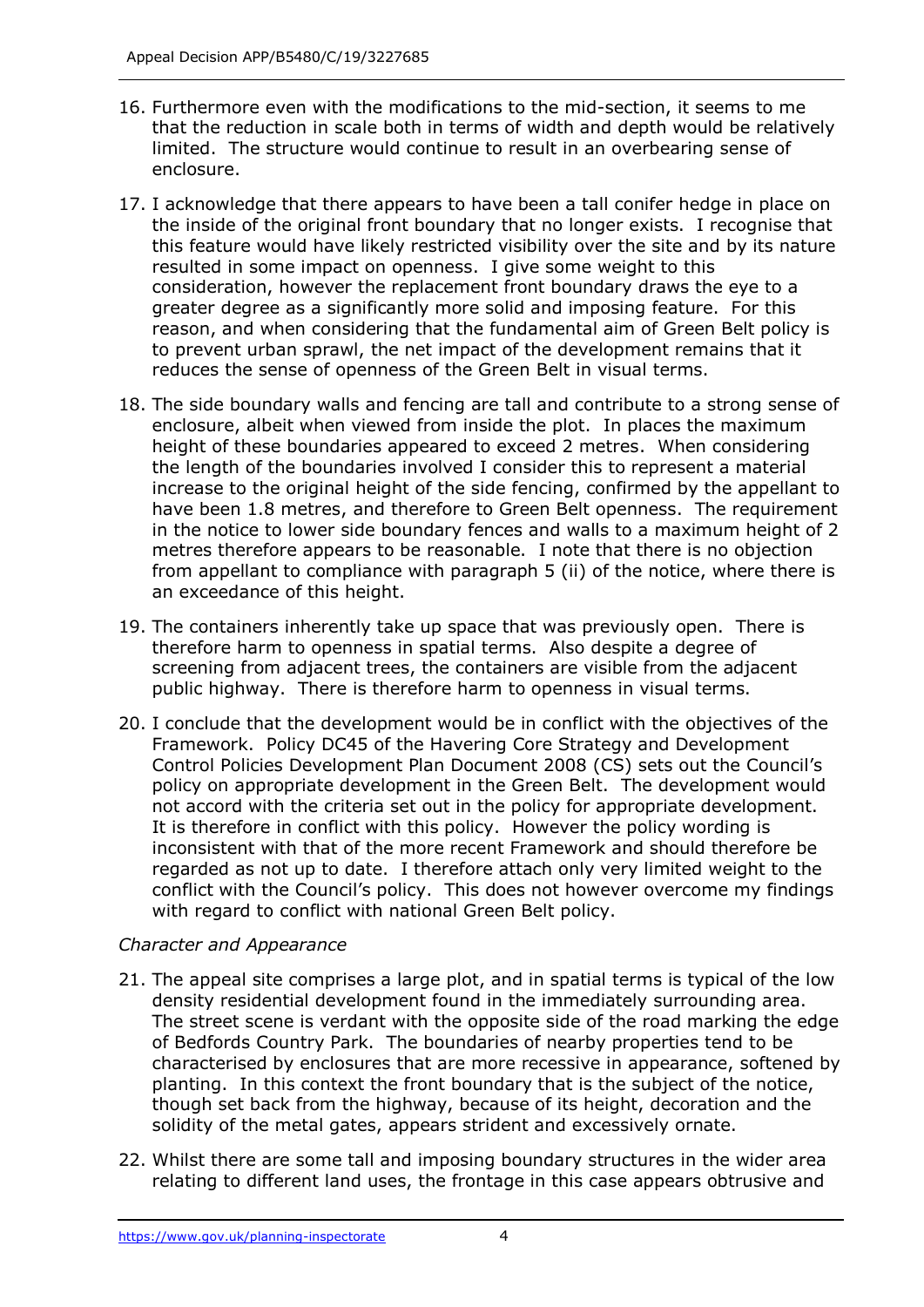16. Furthermore even with the modifications to the mid-section, it seems to me that the reduction in scale both in terms of width and depth would be relatively limited. The structure would continue to result in an overbearing sense of enclosure.

17. I acknowledge that there appears to have been a tall conifer hedge in place on the inside of the original front boundary that no longer exists. I recognise that this feature would have likely restricted visibility over the site and by its nature resulted in some impact on openness. I give some weight to this consideration, however the replacement front boundary draws the eye to a greater degree as a significantly more solid and imposing feature. For this reason, and when considering that the fundamental aim of Green Belt policy is to prevent urban sprawl, the net impact of the development remains that it reduces the sense of openness of the Green Belt in visual terms.

18. The side boundary walls and fencing are tall and contribute to a strong sense of enclosure, albeit when viewed from inside the plot. In places the maximum height of these boundaries appeared to exceed 2 metres. When considering the length of the boundaries involved I consider this to represent a material increase to the original height of the side fencing, confirmed by the appellant to have been 1.8 metres, and therefore to Green Belt openness. The requirement in the notice to lower side boundary fences and walls to a maximum height of 2 metres therefore appears to be reasonable. I note that there is no objection from appellant to compliance with paragraph 5 (ii) of the notice, where there is an exceedance of this height.

19. The containers inherently take up space that was previously open. There is therefore harm to openness in spatial terms. Also despite a degree of screening from adjacent trees, the containers are visible from the adjacent public highway. There is therefore harm to openness in visual terms.

20. I conclude that the development would be in conflict with the objectives of the Framework. Policy DC45 of the Havering Core Strategy and Development Control Policies Development Plan Document 2008 (CS) sets out the Council's policy on appropriate development in the Green Belt. The development would not accord with the criteria set out in the policy for appropriate development. It is therefore in conflict with this policy. However the policy wording is inconsistent with that of the more recent Framework and should therefore be regarded as not up to date. I therefore attach only very limited weight to the conflict with the Council's policy. This does not however overcome my findings with regard to conflict with national Green Belt policy.

*Character and Appearance*

21. The appeal site comprises a large plot, and in spatial terms is typical of the low density residential development found in the immediately surrounding area. The street scene is verdant with the opposite side of the road marking the edge of Bedfords Country Park. The boundaries of nearby properties tend to be characterised by enclosures that are more recessive in appearance, softened by planting. In this context the front boundary that is the subject of the notice, though set back from the highway, because of its height, decoration and the solidity of the metal gates, appears strident and excessively ornate.

22. Whilst there are some tall and imposing boundary structures in the wider area relating to different land uses, the frontage in this case appears obtrusive and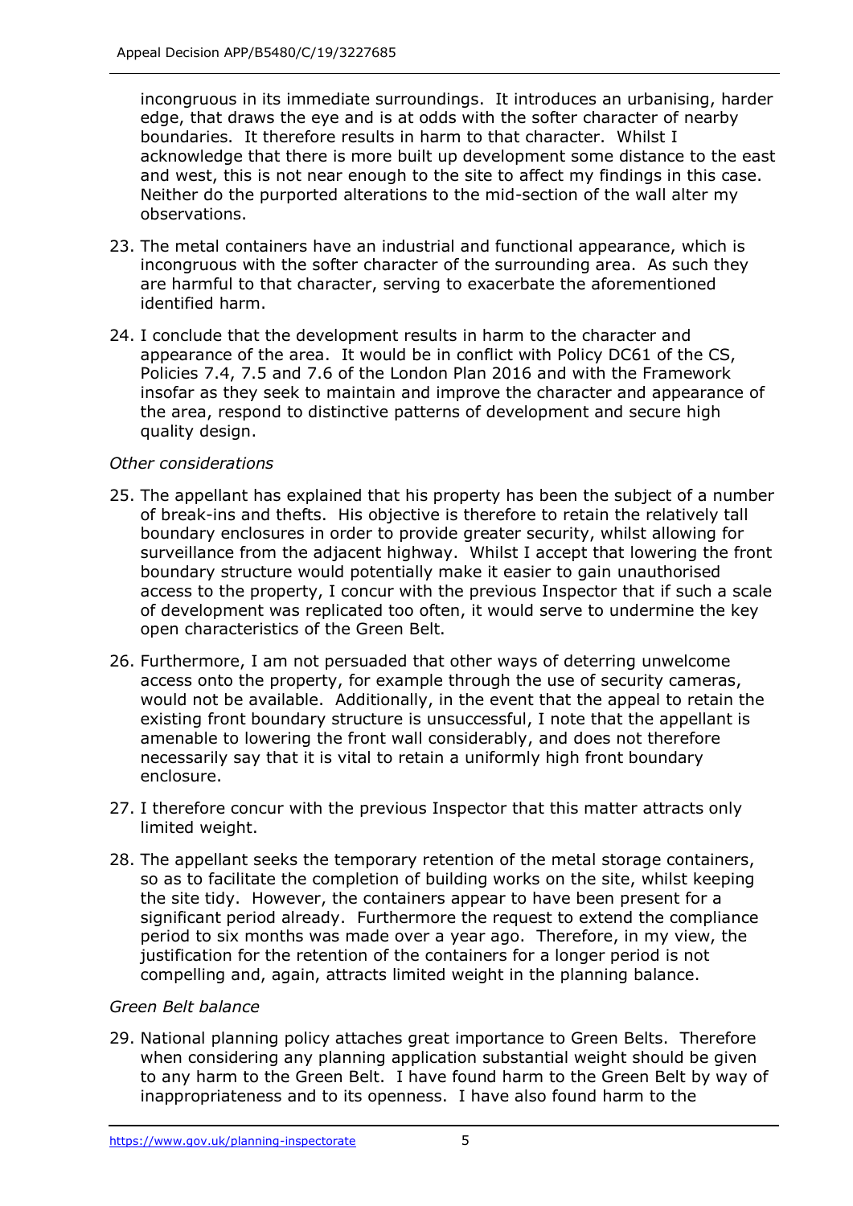incongruous in its immediate surroundings. It introduces an urbanising, harder edge, that draws the eye and is at odds with the softer character of nearby boundaries. It therefore results in harm to that character. Whilst I acknowledge that there is more built up development some distance to the east and west, this is not near enough to the site to affect my findings in this case. Neither do the purported alterations to the mid-section of the wall alter my observations.

23. The metal containers have an industrial and functional appearance, which is incongruous with the softer character of the surrounding area. As such they are harmful to that character, serving to exacerbate the aforementioned identified harm.

24. I conclude that the development results in harm to the character and appearance of the area. It would be in conflict with Policy DC61 of the CS, Policies 7.4, 7.5 and 7.6 of the London Plan 2016 and with the Framework insofar as they seek to maintain and improve the character and appearance of the area, respond to distinctive patterns of development and secure high quality design.

*Other considerations*

25. The appellant has explained that his property has been the subject of a number of break-ins and thefts. His objective is therefore to retain the relatively tall boundary enclosures in order to provide greater security, whilst allowing for surveillance from the adjacent highway. Whilst I accept that lowering the front boundary structure would potentially make it easier to gain unauthorised access to the property, I concur with the previous Inspector that if such a scale of development was replicated too often, it would serve to undermine the key open characteristics of the Green Belt.

26. Furthermore, I am not persuaded that other ways of deterring unwelcome access onto the property, for example through the use of security cameras, would not be available. Additionally, in the event that the appeal to retain the existing front boundary structure is unsuccessful, I note that the appellant is amenable to lowering the front wall considerably, and does not therefore necessarily say that it is vital to retain a uniformly high front boundary enclosure.

27. I therefore concur with the previous Inspector that this matter attracts only limited weight.

28. The appellant seeks the temporary retention of the metal storage containers, so as to facilitate the completion of building works on the site, whilst keeping the site tidy. However, the containers appear to have been present for a significant period already. Furthermore the request to extend the compliance period to six months was made over a year ago. Therefore, in my view, the justification for the retention of the containers for a longer period is not compelling and, again, attracts limited weight in the planning balance.

*Green Belt balance*

29. National planning policy attaches great importance to Green Belts. Therefore when considering any planning application substantial weight should be given to any harm to the Green Belt. I have found harm to the Green Belt by way of inappropriateness and to its openness. I have also found harm to the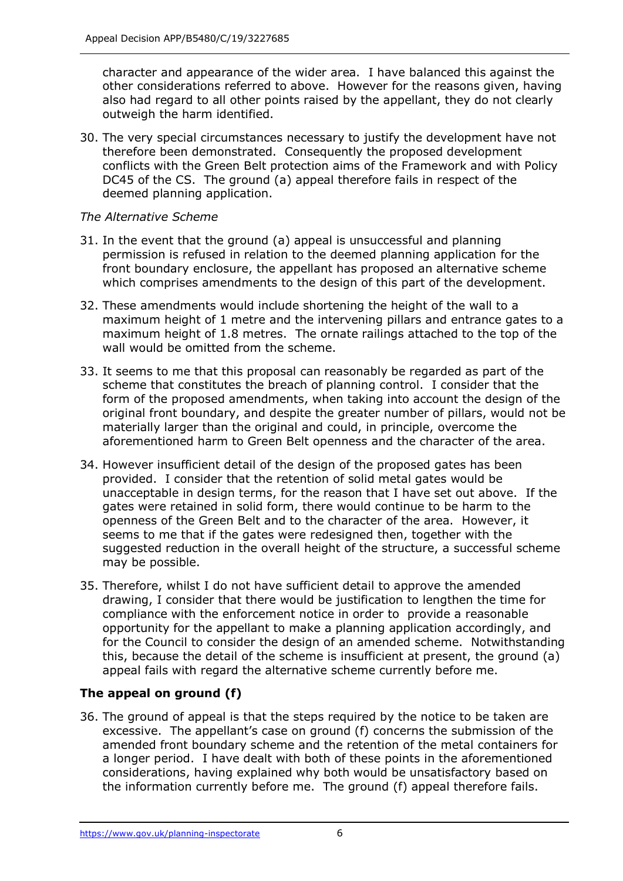character and appearance of the wider area. I have balanced this against the other considerations referred to above. However for the reasons given, having also had regard to all other points raised by the appellant, they do not clearly outweigh the harm identified.

30. The very special circumstances necessary to justify the development have not therefore been demonstrated. Consequently the proposed development conflicts with the Green Belt protection aims of the Framework and with Policy DC45 of the CS. The ground (a) appeal therefore fails in respect of the deemed planning application.

*The Alternative Scheme*

31. In the event that the ground (a) appeal is unsuccessful and planning permission is refused in relation to the deemed planning application for the front boundary enclosure, the appellant has proposed an alternative scheme which comprises amendments to the design of this part of the development.

32. These amendments would include shortening the height of the wall to a maximum height of 1 metre and the intervening pillars and entrance gates to a maximum height of 1.8 metres. The ornate railings attached to the top of the wall would be omitted from the scheme.

33. It seems to me that this proposal can reasonably be regarded as part of the scheme that constitutes the breach of planning control. I consider that the form of the proposed amendments, when taking into account the design of the original front boundary, and despite the greater number of pillars, would not be materially larger than the original and could, in principle, overcome the aforementioned harm to Green Belt openness and the character of the area.

34. However insufficient detail of the design of the proposed gates has been provided. I consider that the retention of solid metal gates would be unacceptable in design terms, for the reason that I have set out above. If the gates were retained in solid form, there would continue to be harm to the openness of the Green Belt and to the character of the area. However, it seems to me that if the gates were redesigned then, together with the suggested reduction in the overall height of the structure, a successful scheme may be possible.

35. Therefore, whilst I do not have sufficient detail to approve the amended drawing, I consider that there would be justification to lengthen the time for compliance with the enforcement notice in order to provide a reasonable opportunity for the appellant to make a planning application accordingly, and for the Council to consider the design of an amended scheme. Notwithstanding this, because the detail of the scheme is insufficient at present, the ground (a) appeal fails with regard the alternative scheme currently before me.

## The appeal on ground (f)

36. The ground of appeal is that the steps required by the notice to be taken are excessive. The appellant's case on ground (f) concerns the submission of the amended front boundary scheme and the retention of the metal containers for a longer period. I have dealt with both of these points in the aforementioned considerations, having explained why both would be unsatisfactory based on the information currently before me. The ground (f) appeal therefore fails.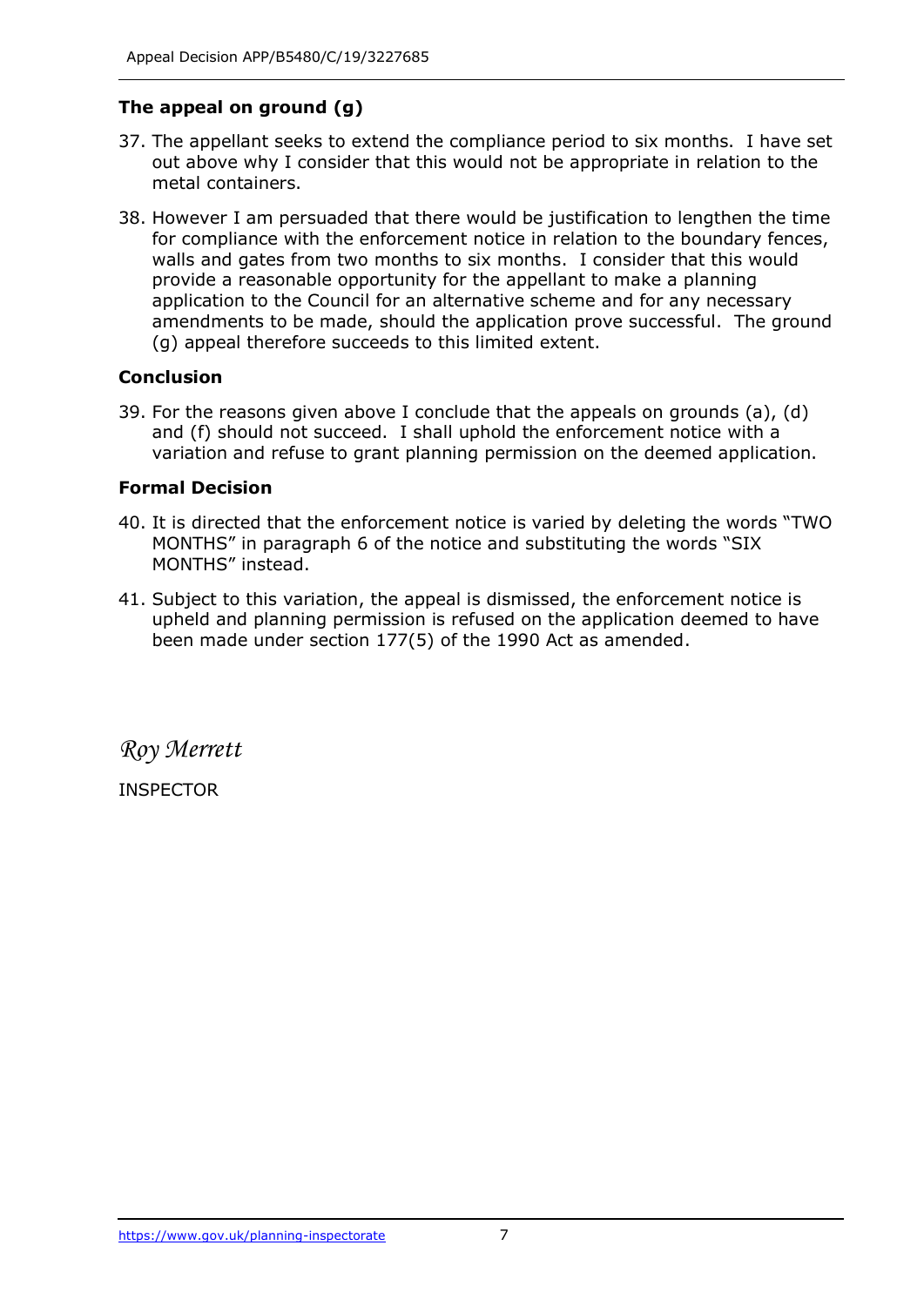### The appeal on ground (g)

37. The appellant seeks to extend the compliance period to six months. I have set out above why I consider that this would not be appropriate in relation to the metal containers.

38. However I am persuaded that there would be justification to lengthen the time for compliance with the enforcement notice in relation to the boundary fences, walls and gates from two months to six months. I consider that this would provide a reasonable opportunity for the appellant to make a planning application to the Council for an alternative scheme and for any necessary amendments to be made, should the application prove successful. The ground (g) appeal therefore succeeds to this limited extent.

### Conclusion

39. For the reasons given above I conclude that the appeals on grounds (a), (d) and (f) should not succeed. I shall uphold the enforcement notice with a variation and refuse to grant planning permission on the deemed application.

### Formal Decision

40. It is directed that the enforcement notice is varied by deleting the words "TWO MONTHS" in paragraph 6 of the notice and substituting the words "SIX MONTHS" instead.

41. Subject to this variation, the appeal is dismissed, the enforcement notice is upheld and planning permission is refused on the application deemed to have been made under section 177(5) of the 1990 Act as amended.

*Roy Merrett*

INSPECTOR